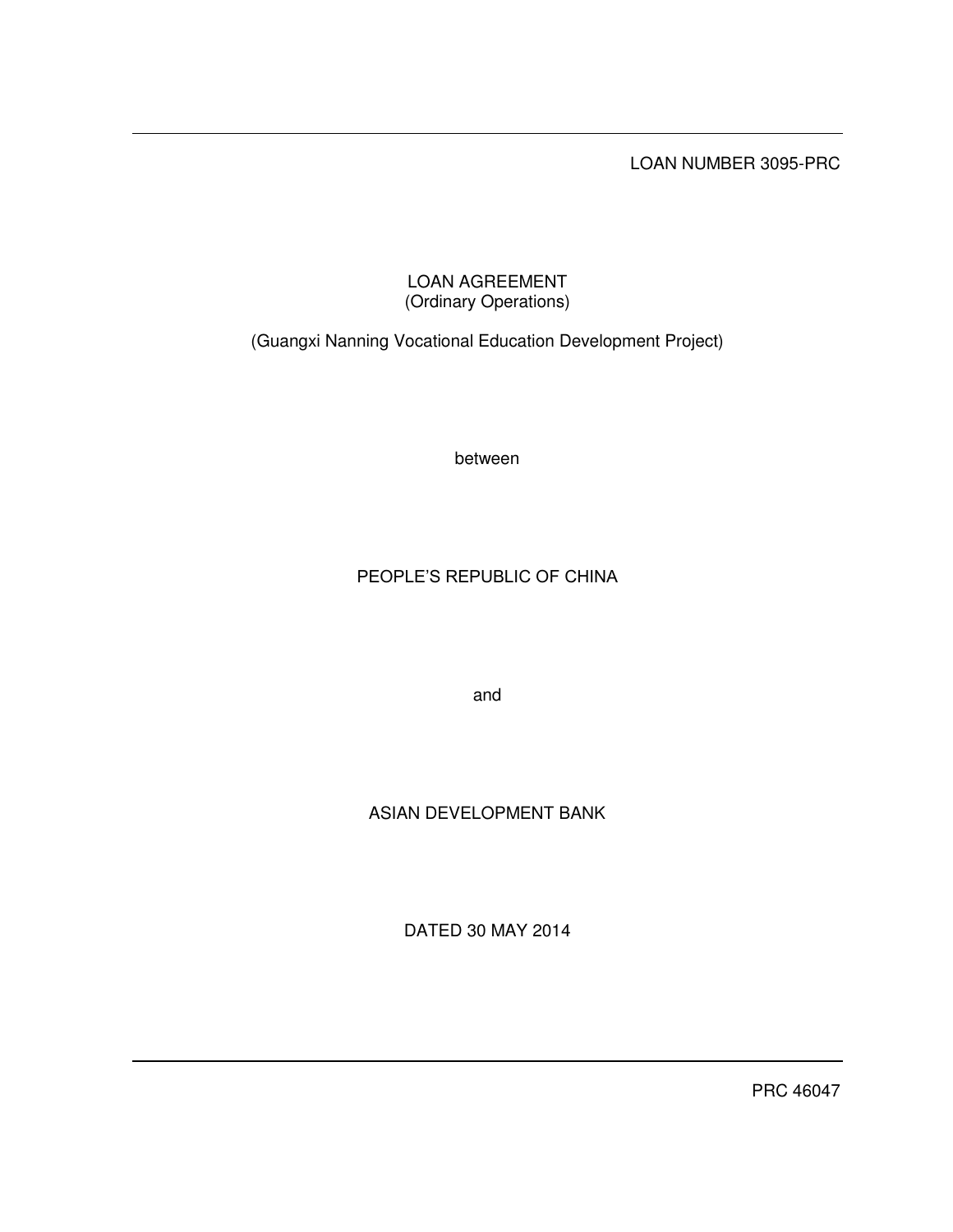LOAN NUMBER 3095-PRC

# LOAN AGREEMENT
(Ordinary Operations)

(Guangxi Nanning Vocational Education Development Project)

between

PEOPLE'S REPUBLIC OF CHINA

and

ASIAN DEVELOPMENT BANK

DATED 30 MAY 2014

PRC 46047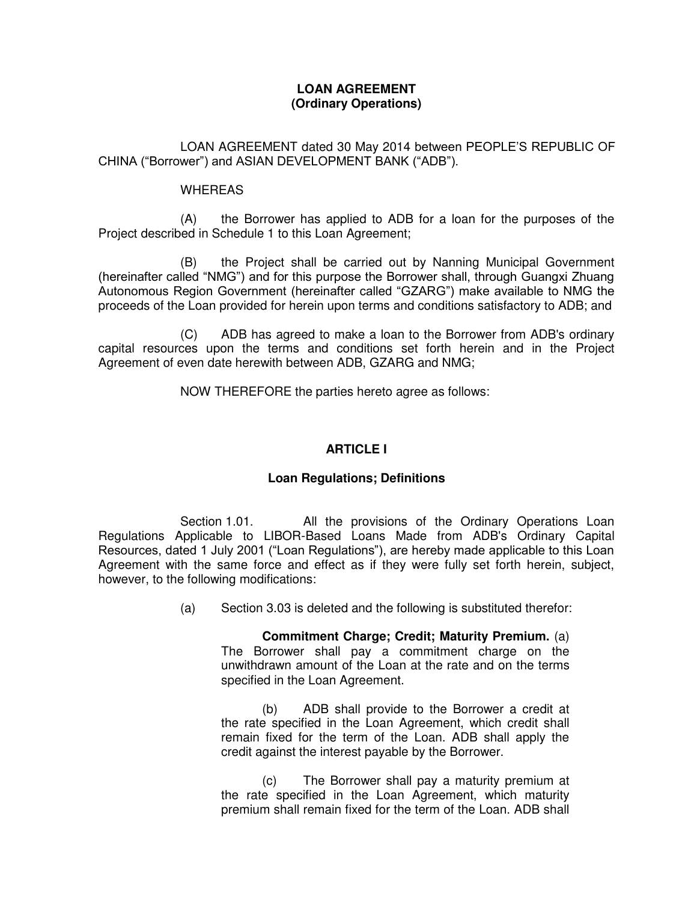# LOAN AGREEMENT
## (Ordinary Operations)

LOAN AGREEMENT dated 30 May 2014 between PEOPLE'S REPUBLIC OF CHINA ("Borrower") and ASIAN DEVELOPMENT BANK ("ADB").

WHEREAS

(A) the Borrower has applied to ADB for a loan for the purposes of the Project described in Schedule 1 to this Loan Agreement;

(B) the Project shall be carried out by Nanning Municipal Government (hereinafter called "NMG") and for this purpose the Borrower shall, through Guangxi Zhuang Autonomous Region Government (hereinafter called "GZARG") make available to NMG the proceeds of the Loan provided for herein upon terms and conditions satisfactory to ADB; and

(C) ADB has agreed to make a loan to the Borrower from ADB's ordinary capital resources upon the terms and conditions set forth herein and in the Project Agreement of even date herewith between ADB, GZARG and NMG;

NOW THEREFORE the parties hereto agree as follows:

## ARTICLE I

### Loan Regulations; Definitions

Section 1.01. All the provisions of the Ordinary Operations Loan Regulations Applicable to LIBOR-Based Loans Made from ADB's Ordinary Capital Resources, dated 1 July 2001 ("Loan Regulations"), are hereby made applicable to this Loan Agreement with the same force and effect as if they were fully set forth herein, subject, however, to the following modifications:

(a) Section 3.03 is deleted and the following is substituted therefor:

> **Commitment Charge; Credit; Maturity Premium.** (a) The Borrower shall pay a commitment charge on the unwithdrawn amount of the Loan at the rate and on the terms specified in the Loan Agreement.
>
> (b) ADB shall provide to the Borrower a credit at the rate specified in the Loan Agreement, which credit shall remain fixed for the term of the Loan. ADB shall apply the credit against the interest payable by the Borrower.
>
> (c) The Borrower shall pay a maturity premium at the rate specified in the Loan Agreement, which maturity premium shall remain fixed for the term of the Loan. ADB shall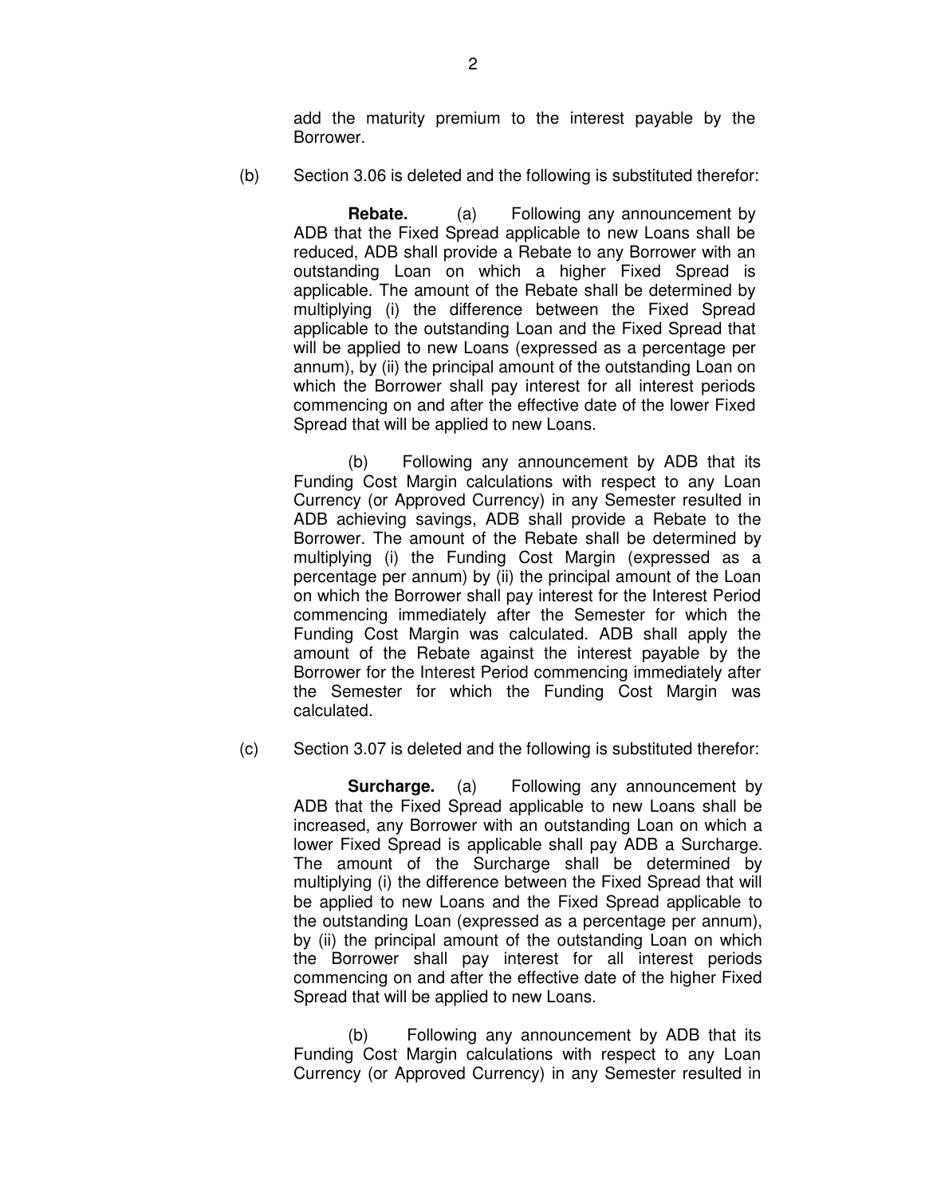add the maturity premium to the interest payable by the Borrower.

(b) Section 3.06 is deleted and the following is substituted therefor:

**Rebate.** (a) Following any announcement by ADB that the Fixed Spread applicable to new Loans shall be reduced, ADB shall provide a Rebate to any Borrower with an outstanding Loan on which a higher Fixed Spread is applicable. The amount of the Rebate shall be determined by multiplying (i) the difference between the Fixed Spread applicable to the outstanding Loan and the Fixed Spread that will be applied to new Loans (expressed as a percentage per annum), by (ii) the principal amount of the outstanding Loan on which the Borrower shall pay interest for all interest periods commencing on and after the effective date of the lower Fixed Spread that will be applied to new Loans.

(b) Following any announcement by ADB that its Funding Cost Margin calculations with respect to any Loan Currency (or Approved Currency) in any Semester resulted in ADB achieving savings, ADB shall provide a Rebate to the Borrower. The amount of the Rebate shall be determined by multiplying (i) the Funding Cost Margin (expressed as a percentage per annum) by (ii) the principal amount of the Loan on which the Borrower shall pay interest for the Interest Period commencing immediately after the Semester for which the Funding Cost Margin was calculated. ADB shall apply the amount of the Rebate against the interest payable by the Borrower for the Interest Period commencing immediately after the Semester for which the Funding Cost Margin was calculated.

(c) Section 3.07 is deleted and the following is substituted therefor:

**Surcharge.** (a) Following any announcement by ADB that the Fixed Spread applicable to new Loans shall be increased, any Borrower with an outstanding Loan on which a lower Fixed Spread is applicable shall pay ADB a Surcharge. The amount of the Surcharge shall be determined by multiplying (i) the difference between the Fixed Spread that will be applied to new Loans and the Fixed Spread applicable to the outstanding Loan (expressed as a percentage per annum), by (ii) the principal amount of the outstanding Loan on which the Borrower shall pay interest for all interest periods commencing on and after the effective date of the higher Fixed Spread that will be applied to new Loans.

(b) Following any announcement by ADB that its Funding Cost Margin calculations with respect to any Loan Currency (or Approved Currency) in any Semester resulted in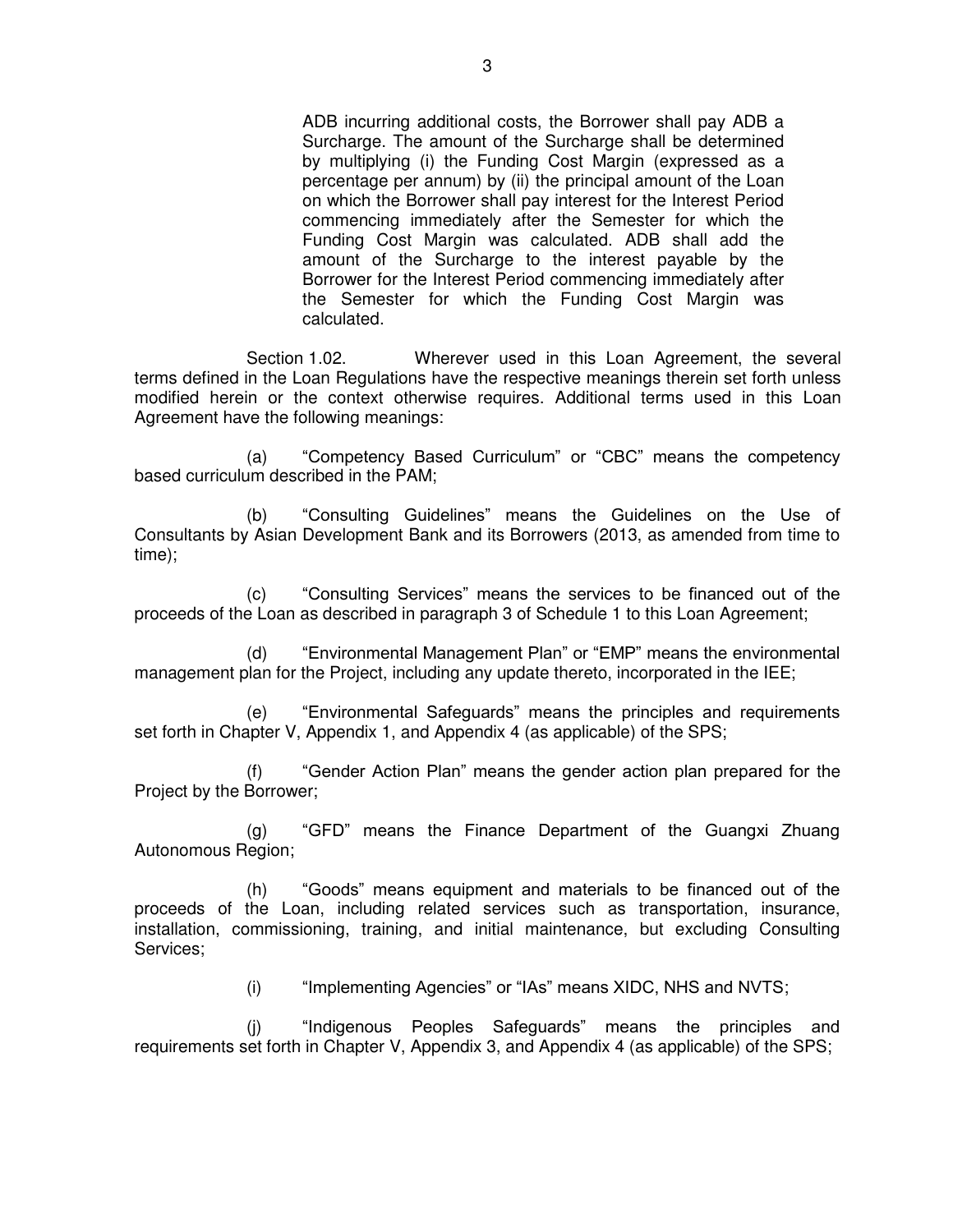ADB incurring additional costs, the Borrower shall pay ADB a Surcharge. The amount of the Surcharge shall be determined by multiplying (i) the Funding Cost Margin (expressed as a percentage per annum) by (ii) the principal amount of the Loan on which the Borrower shall pay interest for the Interest Period commencing immediately after the Semester for which the Funding Cost Margin was calculated. ADB shall add the amount of the Surcharge to the interest payable by the Borrower for the Interest Period commencing immediately after the Semester for which the Funding Cost Margin was calculated.

Section 1.02. Wherever used in this Loan Agreement, the several terms defined in the Loan Regulations have the respective meanings therein set forth unless modified herein or the context otherwise requires. Additional terms used in this Loan Agreement have the following meanings:

(a) "Competency Based Curriculum" or "CBC" means the competency based curriculum described in the PAM;

(b) "Consulting Guidelines" means the Guidelines on the Use of Consultants by Asian Development Bank and its Borrowers (2013, as amended from time to time);

(c) "Consulting Services" means the services to be financed out of the proceeds of the Loan as described in paragraph 3 of Schedule 1 to this Loan Agreement;

(d) "Environmental Management Plan" or "EMP" means the environmental management plan for the Project, including any update thereto, incorporated in the IEE;

(e) "Environmental Safeguards" means the principles and requirements set forth in Chapter V, Appendix 1, and Appendix 4 (as applicable) of the SPS;

(f) "Gender Action Plan" means the gender action plan prepared for the Project by the Borrower;

(g) "GFD" means the Finance Department of the Guangxi Zhuang Autonomous Region;

(h) "Goods" means equipment and materials to be financed out of the proceeds of the Loan, including related services such as transportation, insurance, installation, commissioning, training, and initial maintenance, but excluding Consulting Services;

(i) "Implementing Agencies" or "IAs" means XIDC, NHS and NVTS;

(j) "Indigenous Peoples Safeguards" means the principles and requirements set forth in Chapter V, Appendix 3, and Appendix 4 (as applicable) of the SPS;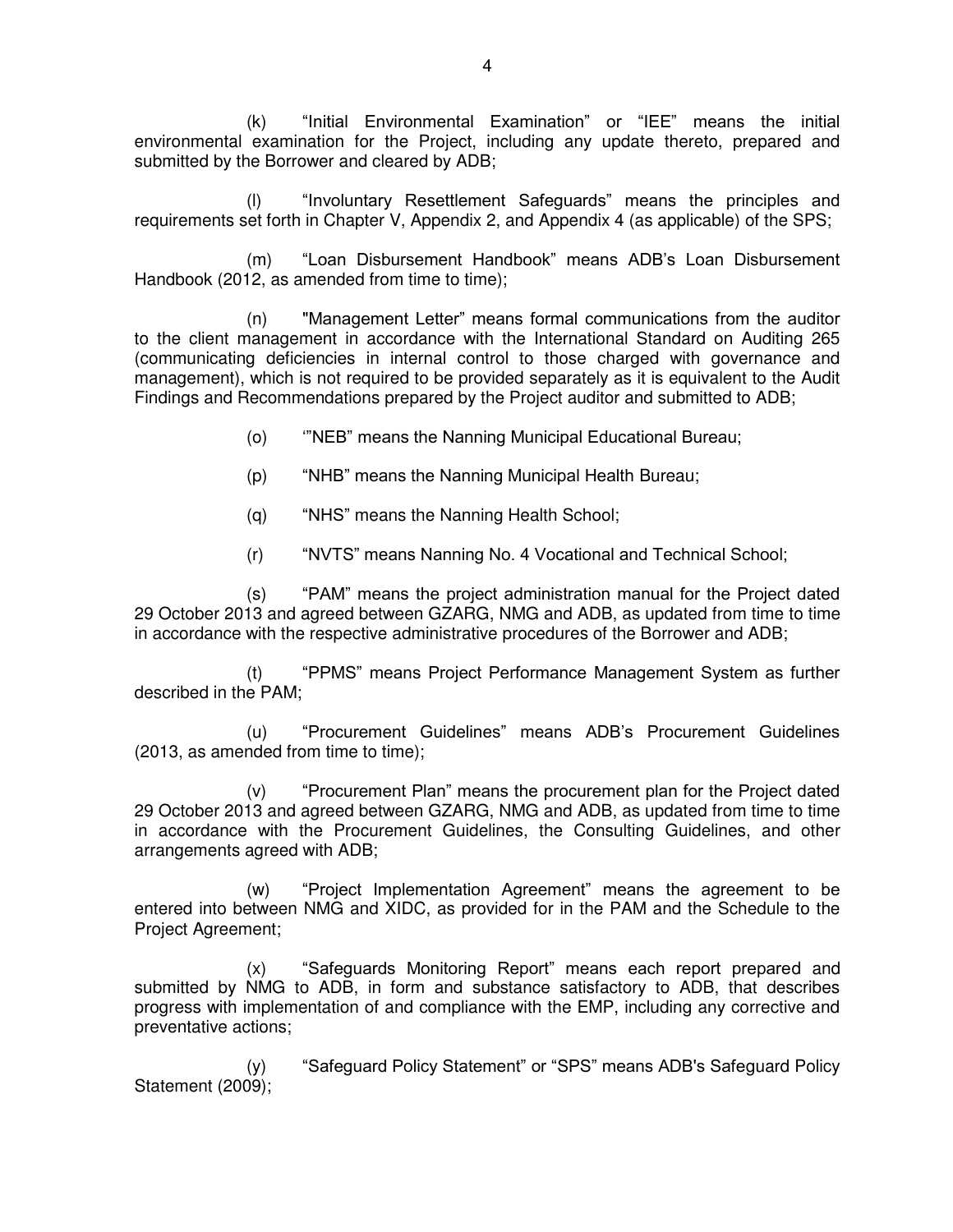(k) "Initial Environmental Examination" or "IEE" means the initial environmental examination for the Project, including any update thereto, prepared and submitted by the Borrower and cleared by ADB;

(l) "Involuntary Resettlement Safeguards" means the principles and requirements set forth in Chapter V, Appendix 2, and Appendix 4 (as applicable) of the SPS;

(m) "Loan Disbursement Handbook" means ADB's Loan Disbursement Handbook (2012, as amended from time to time);

(n) "Management Letter" means formal communications from the auditor to the client management in accordance with the International Standard on Auditing 265 (communicating deficiencies in internal control to those charged with governance and management), which is not required to be provided separately as it is equivalent to the Audit Findings and Recommendations prepared by the Project auditor and submitted to ADB;

(o) '"NEB" means the Nanning Municipal Educational Bureau;

(p) "NHB" means the Nanning Municipal Health Bureau;

(q) "NHS" means the Nanning Health School;

(r) "NVTS" means Nanning No. 4 Vocational and Technical School;

(s) "PAM" means the project administration manual for the Project dated 29 October 2013 and agreed between GZARG, NMG and ADB, as updated from time to time in accordance with the respective administrative procedures of the Borrower and ADB;

(t) "PPMS" means Project Performance Management System as further described in the PAM;

(u) "Procurement Guidelines" means ADB's Procurement Guidelines (2013, as amended from time to time);

(v) "Procurement Plan" means the procurement plan for the Project dated 29 October 2013 and agreed between GZARG, NMG and ADB, as updated from time to time in accordance with the Procurement Guidelines, the Consulting Guidelines, and other arrangements agreed with ADB;

(w) "Project Implementation Agreement" means the agreement to be entered into between NMG and XIDC, as provided for in the PAM and the Schedule to the Project Agreement;

(x) "Safeguards Monitoring Report" means each report prepared and submitted by NMG to ADB, in form and substance satisfactory to ADB, that describes progress with implementation of and compliance with the EMP, including any corrective and preventative actions;

(y) "Safeguard Policy Statement" or "SPS" means ADB's Safeguard Policy Statement (2009);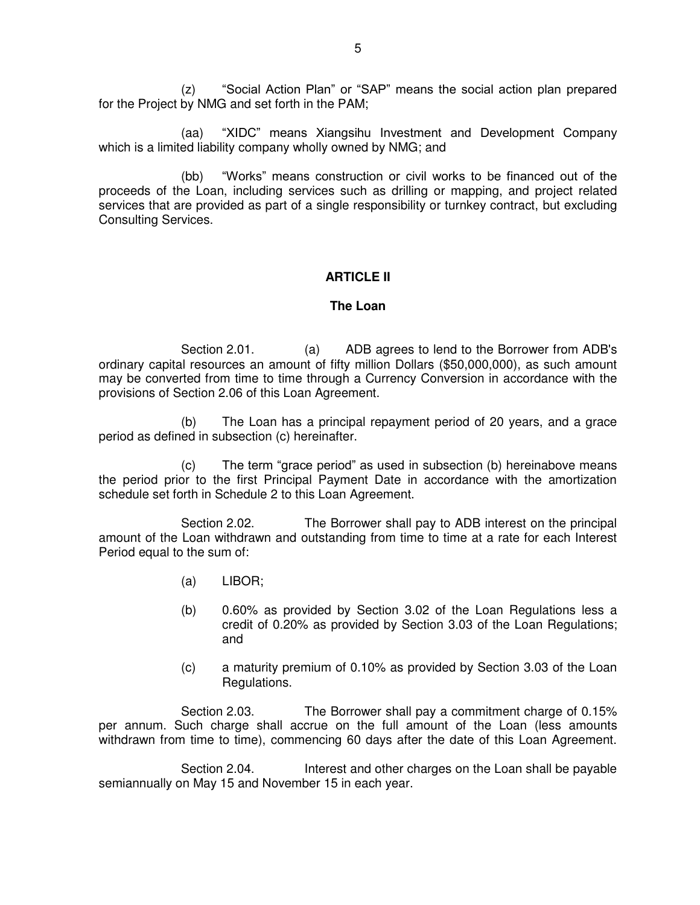(z) "Social Action Plan" or "SAP" means the social action plan prepared for the Project by NMG and set forth in the PAM;

(aa) "XIDC" means Xiangsihu Investment and Development Company which is a limited liability company wholly owned by NMG; and

(bb) "Works" means construction or civil works to be financed out of the proceeds of the Loan, including services such as drilling or mapping, and project related services that are provided as part of a single responsibility or turnkey contract, but excluding Consulting Services.

## ARTICLE II

### The Loan

Section 2.01. (a) ADB agrees to lend to the Borrower from ADB's ordinary capital resources an amount of fifty million Dollars ($50,000,000), as such amount may be converted from time to time through a Currency Conversion in accordance with the provisions of Section 2.06 of this Loan Agreement.

(b) The Loan has a principal repayment period of 20 years, and a grace period as defined in subsection (c) hereinafter.

(c) The term "grace period" as used in subsection (b) hereinabove means the period prior to the first Principal Payment Date in accordance with the amortization schedule set forth in Schedule 2 to this Loan Agreement.

Section 2.02. The Borrower shall pay to ADB interest on the principal amount of the Loan withdrawn and outstanding from time to time at a rate for each Interest Period equal to the sum of:

(a) LIBOR;

(b) 0.60% as provided by Section 3.02 of the Loan Regulations less a credit of 0.20% as provided by Section 3.03 of the Loan Regulations; and

(c) a maturity premium of 0.10% as provided by Section 3.03 of the Loan Regulations.

Section 2.03. The Borrower shall pay a commitment charge of 0.15% per annum. Such charge shall accrue on the full amount of the Loan (less amounts withdrawn from time to time), commencing 60 days after the date of this Loan Agreement.

Section 2.04. Interest and other charges on the Loan shall be payable semiannually on May 15 and November 15 in each year.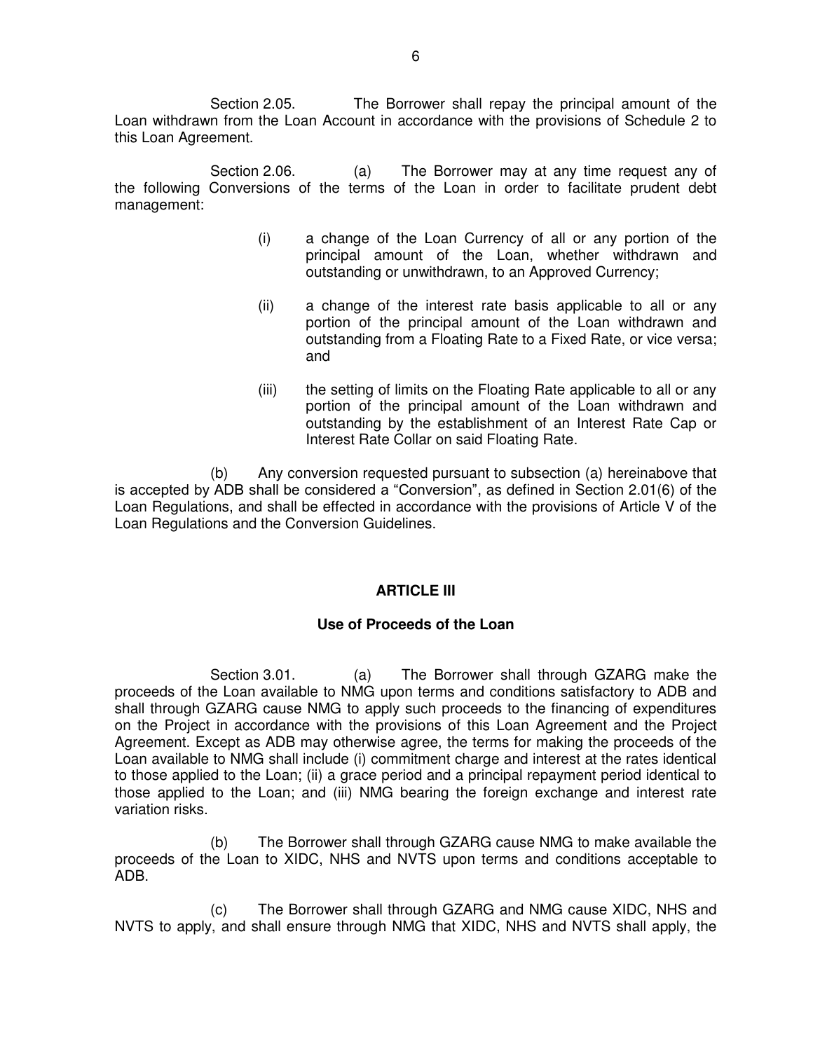Section 2.05. The Borrower shall repay the principal amount of the Loan withdrawn from the Loan Account in accordance with the provisions of Schedule 2 to this Loan Agreement.

Section 2.06. (a) The Borrower may at any time request any of the following Conversions of the terms of the Loan in order to facilitate prudent debt management:

(i) a change of the Loan Currency of all or any portion of the principal amount of the Loan, whether withdrawn and outstanding or unwithdrawn, to an Approved Currency;

(ii) a change of the interest rate basis applicable to all or any portion of the principal amount of the Loan withdrawn and outstanding from a Floating Rate to a Fixed Rate, or vice versa; and

(iii) the setting of limits on the Floating Rate applicable to all or any portion of the principal amount of the Loan withdrawn and outstanding by the establishment of an Interest Rate Cap or Interest Rate Collar on said Floating Rate.

(b) Any conversion requested pursuant to subsection (a) hereinabove that is accepted by ADB shall be considered a "Conversion", as defined in Section 2.01(6) of the Loan Regulations, and shall be effected in accordance with the provisions of Article V of the Loan Regulations and the Conversion Guidelines.

## ARTICLE III

### Use of Proceeds of the Loan

Section 3.01. (a) The Borrower shall through GZARG make the proceeds of the Loan available to NMG upon terms and conditions satisfactory to ADB and shall through GZARG cause NMG to apply such proceeds to the financing of expenditures on the Project in accordance with the provisions of this Loan Agreement and the Project Agreement. Except as ADB may otherwise agree, the terms for making the proceeds of the Loan available to NMG shall include (i) commitment charge and interest at the rates identical to those applied to the Loan; (ii) a grace period and a principal repayment period identical to those applied to the Loan; and (iii) NMG bearing the foreign exchange and interest rate variation risks.

(b) The Borrower shall through GZARG cause NMG to make available the proceeds of the Loan to XIDC, NHS and NVTS upon terms and conditions acceptable to ADB.

(c) The Borrower shall through GZARG and NMG cause XIDC, NHS and NVTS to apply, and shall ensure through NMG that XIDC, NHS and NVTS shall apply, the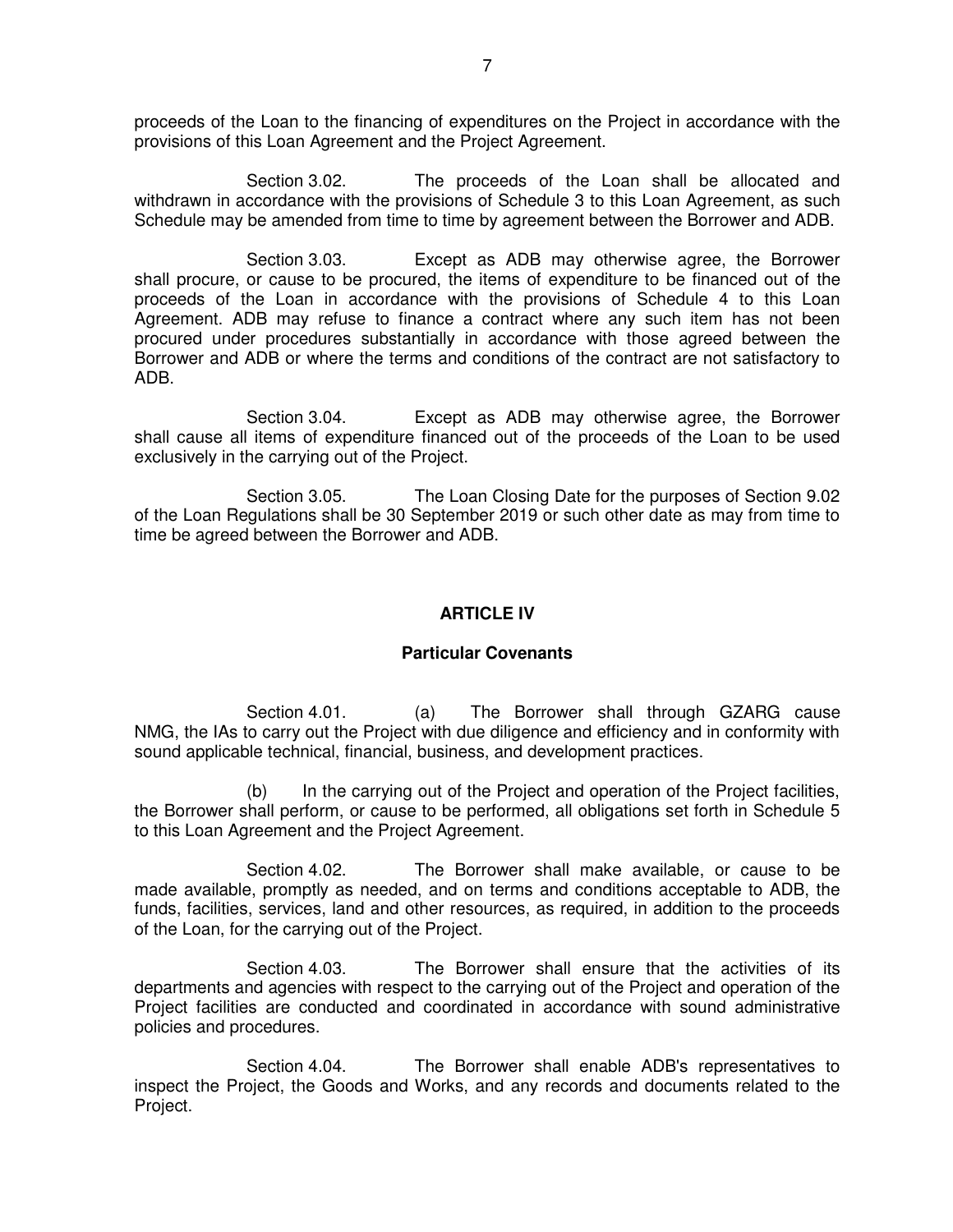proceeds of the Loan to the financing of expenditures on the Project in accordance with the provisions of this Loan Agreement and the Project Agreement.

Section 3.02. The proceeds of the Loan shall be allocated and withdrawn in accordance with the provisions of Schedule 3 to this Loan Agreement, as such Schedule may be amended from time to time by agreement between the Borrower and ADB.

Section 3.03. Except as ADB may otherwise agree, the Borrower shall procure, or cause to be procured, the items of expenditure to be financed out of the proceeds of the Loan in accordance with the provisions of Schedule 4 to this Loan Agreement. ADB may refuse to finance a contract where any such item has not been procured under procedures substantially in accordance with those agreed between the Borrower and ADB or where the terms and conditions of the contract are not satisfactory to ADB.

Section 3.04. Except as ADB may otherwise agree, the Borrower shall cause all items of expenditure financed out of the proceeds of the Loan to be used exclusively in the carrying out of the Project.

Section 3.05. The Loan Closing Date for the purposes of Section 9.02 of the Loan Regulations shall be 30 September 2019 or such other date as may from time to time be agreed between the Borrower and ADB.

## ARTICLE IV

### Particular Covenants

Section 4.01. (a) The Borrower shall through GZARG cause NMG, the IAs to carry out the Project with due diligence and efficiency and in conformity with sound applicable technical, financial, business, and development practices.

(b) In the carrying out of the Project and operation of the Project facilities, the Borrower shall perform, or cause to be performed, all obligations set forth in Schedule 5 to this Loan Agreement and the Project Agreement.

Section 4.02. The Borrower shall make available, or cause to be made available, promptly as needed, and on terms and conditions acceptable to ADB, the funds, facilities, services, land and other resources, as required, in addition to the proceeds of the Loan, for the carrying out of the Project.

Section 4.03. The Borrower shall ensure that the activities of its departments and agencies with respect to the carrying out of the Project and operation of the Project facilities are conducted and coordinated in accordance with sound administrative policies and procedures.

Section 4.04. The Borrower shall enable ADB's representatives to inspect the Project, the Goods and Works, and any records and documents related to the Project.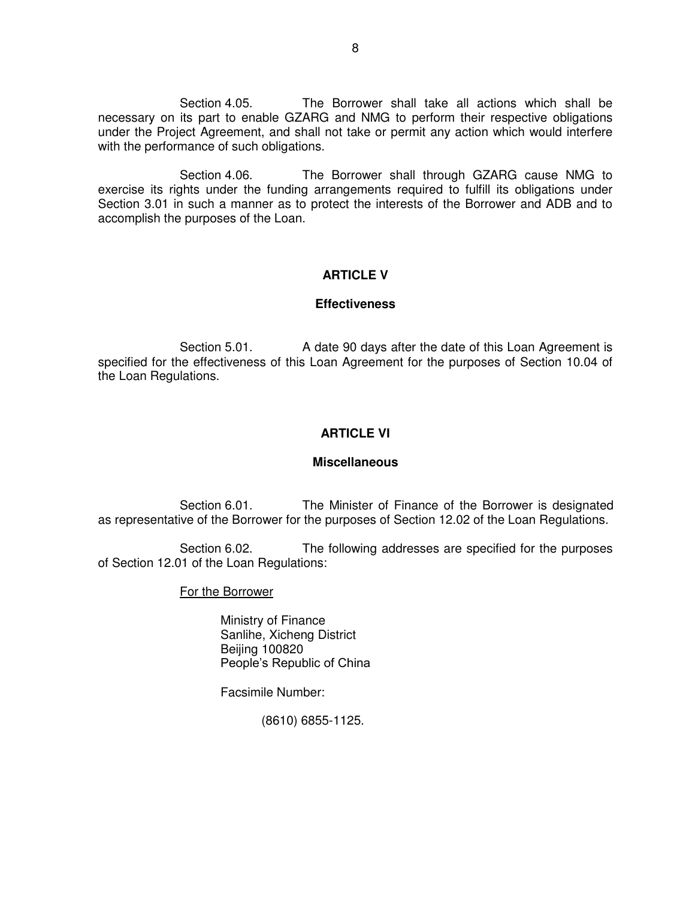Section 4.05. The Borrower shall take all actions which shall be necessary on its part to enable GZARG and NMG to perform their respective obligations under the Project Agreement, and shall not take or permit any action which would interfere with the performance of such obligations.

Section 4.06. The Borrower shall through GZARG cause NMG to exercise its rights under the funding arrangements required to fulfill its obligations under Section 3.01 in such a manner as to protect the interests of the Borrower and ADB and to accomplish the purposes of the Loan.

## ARTICLE V

### Effectiveness

Section 5.01. A date 90 days after the date of this Loan Agreement is specified for the effectiveness of this Loan Agreement for the purposes of Section 10.04 of the Loan Regulations.

## ARTICLE VI

### Miscellaneous

Section 6.01. The Minister of Finance of the Borrower is designated as representative of the Borrower for the purposes of Section 12.02 of the Loan Regulations.

Section 6.02. The following addresses are specified for the purposes of Section 12.01 of the Loan Regulations:

For the Borrower

Ministry of Finance
Sanlihe, Xicheng District
Beijing 100820
People's Republic of China

Facsimile Number:

(8610) 6855-1125.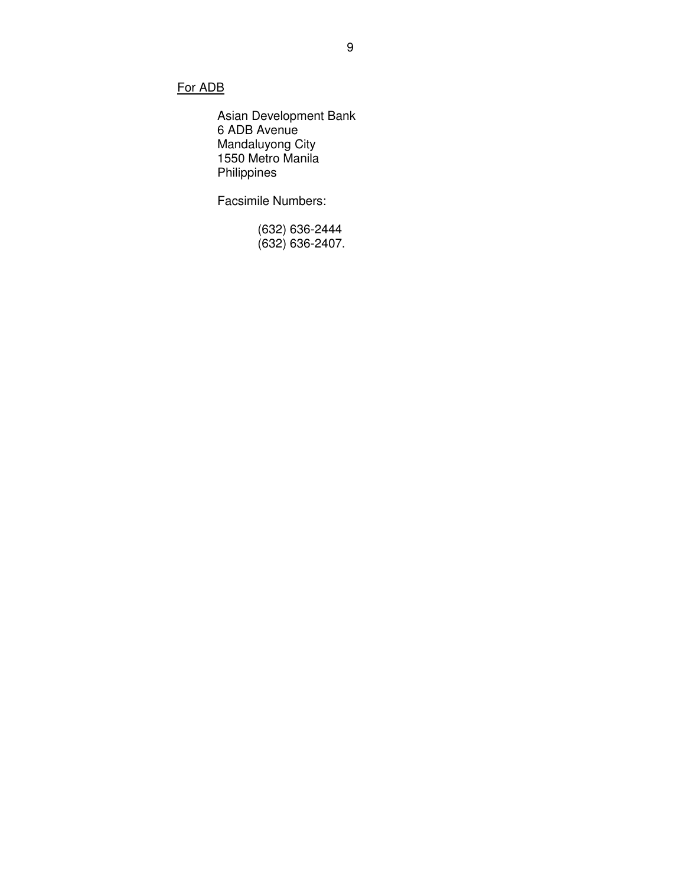<u>For ADB</u>

Asian Development Bank
6 ADB Avenue
Mandaluyong City
1550 Metro Manila
Philippines

Facsimile Numbers:

(632) 636-2444
(632) 636-2407.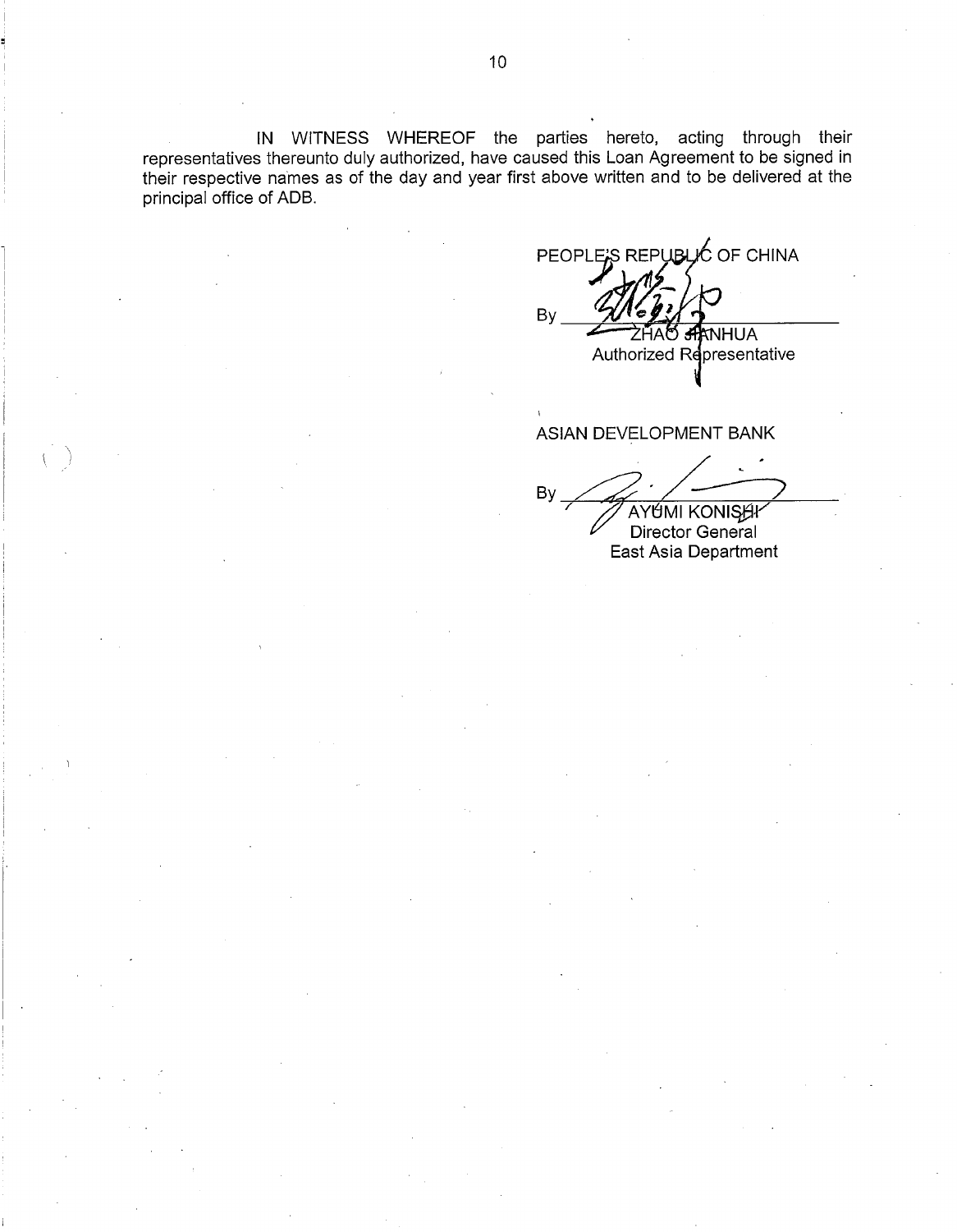IN WITNESS WHEREOF the parties hereto, acting through their representatives thereunto duly authorized, have caused this Loan Agreement to be signed in their respective names as of the day and year first above written and to be delivered at the principal office of ADB.

PEOPLE'S REPUBLIC OF CHINA

By \_\_\_\_\_\_\_\_\_\_\_\_\_\_\_\_\_\_\_\_\_\_\_\_\_\_\_\_

ZHAO JIANHUA
Authorized Representative

ASIAN DEVELOPMENT BANK

By \_\_\_\_\_\_\_\_\_\_\_\_\_\_\_\_\_\_\_\_\_\_\_\_\_\_\_\_

AYUMI KONISHI
Director General
East Asia Department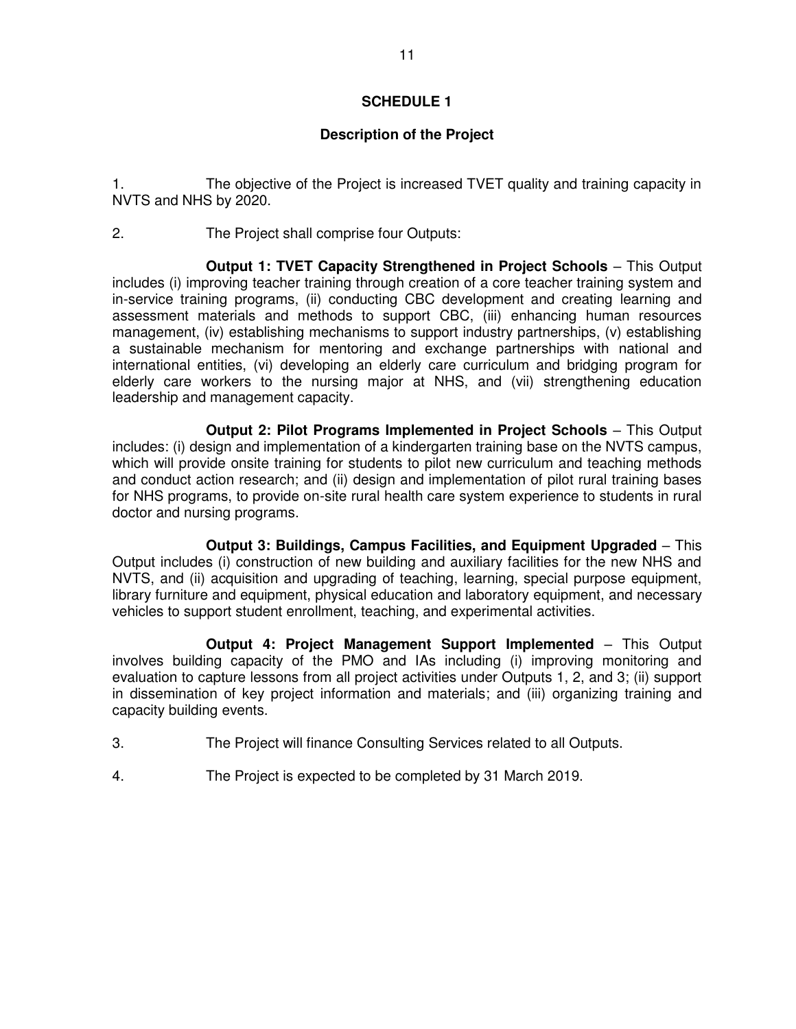## SCHEDULE 1

### Description of the Project

1. The objective of the Project is increased TVET quality and training capacity in NVTS and NHS by 2020.

2. The Project shall comprise four Outputs:

**Output 1: TVET Capacity Strengthened in Project Schools** – This Output includes (i) improving teacher training through creation of a core teacher training system and in-service training programs, (ii) conducting CBC development and creating learning and assessment materials and methods to support CBC, (iii) enhancing human resources management, (iv) establishing mechanisms to support industry partnerships, (v) establishing a sustainable mechanism for mentoring and exchange partnerships with national and international entities, (vi) developing an elderly care curriculum and bridging program for elderly care workers to the nursing major at NHS, and (vii) strengthening education leadership and management capacity.

**Output 2: Pilot Programs Implemented in Project Schools** – This Output includes: (i) design and implementation of a kindergarten training base on the NVTS campus, which will provide onsite training for students to pilot new curriculum and teaching methods and conduct action research; and (ii) design and implementation of pilot rural training bases for NHS programs, to provide on-site rural health care system experience to students in rural doctor and nursing programs.

**Output 3: Buildings, Campus Facilities, and Equipment Upgraded** – This Output includes (i) construction of new building and auxiliary facilities for the new NHS and NVTS, and (ii) acquisition and upgrading of teaching, learning, special purpose equipment, library furniture and equipment, physical education and laboratory equipment, and necessary vehicles to support student enrollment, teaching, and experimental activities.

**Output 4: Project Management Support Implemented** – This Output involves building capacity of the PMO and IAs including (i) improving monitoring and evaluation to capture lessons from all project activities under Outputs 1, 2, and 3; (ii) support in dissemination of key project information and materials; and (iii) organizing training and capacity building events.

3. The Project will finance Consulting Services related to all Outputs.

4. The Project is expected to be completed by 31 March 2019.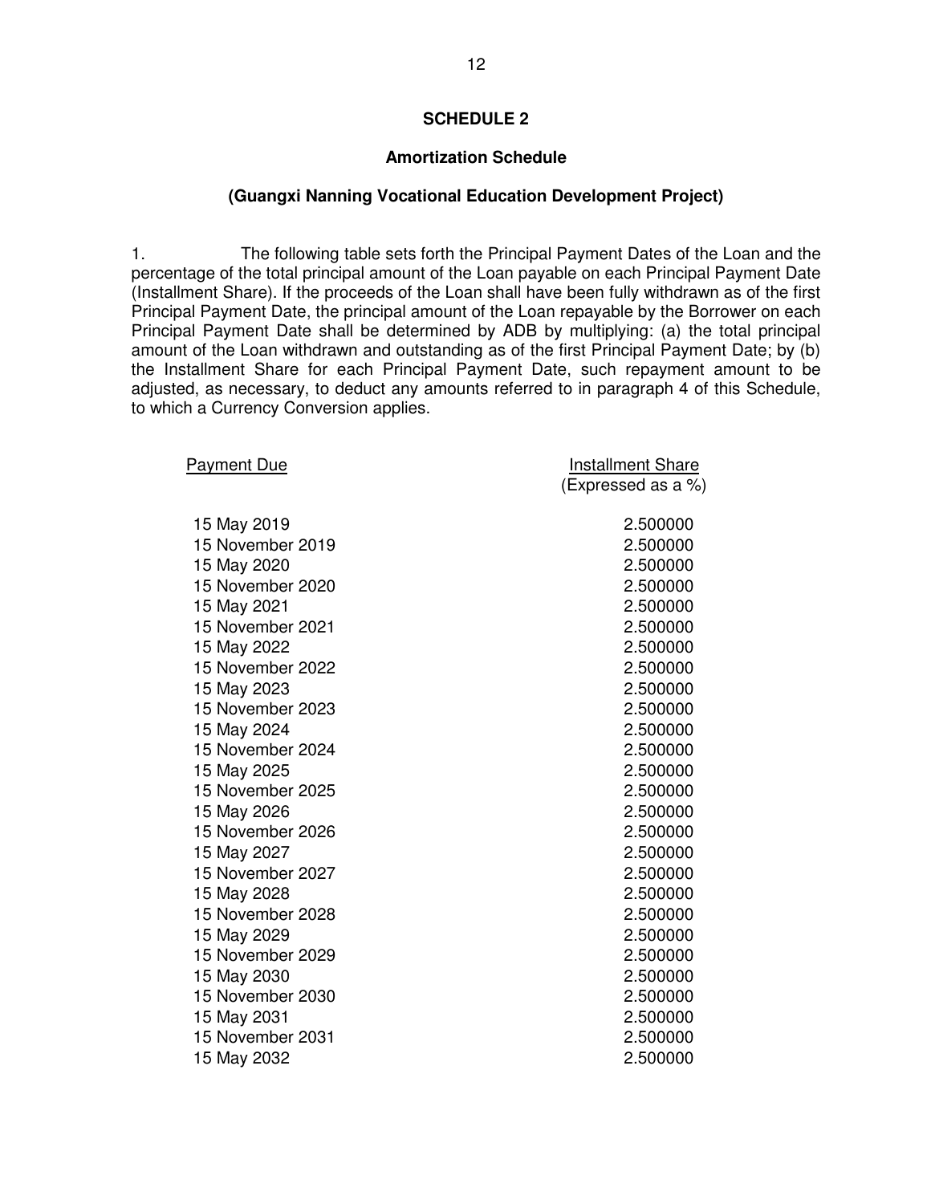# SCHEDULE 2

## Amortization Schedule

### (Guangxi Nanning Vocational Education Development Project)

1. The following table sets forth the Principal Payment Dates of the Loan and the percentage of the total principal amount of the Loan payable on each Principal Payment Date (Installment Share). If the proceeds of the Loan shall have been fully withdrawn as of the first Principal Payment Date, the principal amount of the Loan repayable by the Borrower on each Principal Payment Date shall be determined by ADB by multiplying: (a) the total principal amount of the Loan withdrawn and outstanding as of the first Principal Payment Date; by (b) the Installment Share for each Principal Payment Date, such repayment amount to be adjusted, as necessary, to deduct any amounts referred to in paragraph 4 of this Schedule, to which a Currency Conversion applies.

| Payment Due | Installment Share (Expressed as a %) |
|---|---|
| 15 May 2019 | 2.500000 |
| 15 November 2019 | 2.500000 |
| 15 May 2020 | 2.500000 |
| 15 November 2020 | 2.500000 |
| 15 May 2021 | 2.500000 |
| 15 November 2021 | 2.500000 |
| 15 May 2022 | 2.500000 |
| 15 November 2022 | 2.500000 |
| 15 May 2023 | 2.500000 |
| 15 November 2023 | 2.500000 |
| 15 May 2024 | 2.500000 |
| 15 November 2024 | 2.500000 |
| 15 May 2025 | 2.500000 |
| 15 November 2025 | 2.500000 |
| 15 May 2026 | 2.500000 |
| 15 November 2026 | 2.500000 |
| 15 May 2027 | 2.500000 |
| 15 November 2027 | 2.500000 |
| 15 May 2028 | 2.500000 |
| 15 November 2028 | 2.500000 |
| 15 May 2029 | 2.500000 |
| 15 November 2029 | 2.500000 |
| 15 May 2030 | 2.500000 |
| 15 November 2030 | 2.500000 |
| 15 May 2031 | 2.500000 |
| 15 November 2031 | 2.500000 |
| 15 May 2032 | 2.500000 |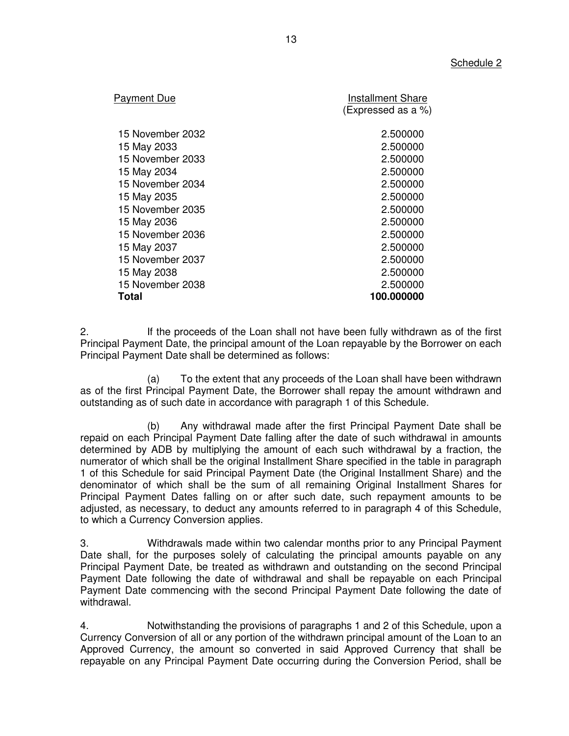Schedule 2

| Payment Due | Installment Share (Expressed as a %) |
| --- | --- |
| 15 November 2032 | 2.500000 |
| 15 May 2033 | 2.500000 |
| 15 November 2033 | 2.500000 |
| 15 May 2034 | 2.500000 |
| 15 November 2034 | 2.500000 |
| 15 May 2035 | 2.500000 |
| 15 November 2035 | 2.500000 |
| 15 May 2036 | 2.500000 |
| 15 November 2036 | 2.500000 |
| 15 May 2037 | 2.500000 |
| 15 November 2037 | 2.500000 |
| 15 May 2038 | 2.500000 |
| 15 November 2038 | 2.500000 |
| **Total** | **100.000000** |

2. If the proceeds of the Loan shall not have been fully withdrawn as of the first Principal Payment Date, the principal amount of the Loan repayable by the Borrower on each Principal Payment Date shall be determined as follows:

(a) To the extent that any proceeds of the Loan shall have been withdrawn as of the first Principal Payment Date, the Borrower shall repay the amount withdrawn and outstanding as of such date in accordance with paragraph 1 of this Schedule.

(b) Any withdrawal made after the first Principal Payment Date shall be repaid on each Principal Payment Date falling after the date of such withdrawal in amounts determined by ADB by multiplying the amount of each such withdrawal by a fraction, the numerator of which shall be the original Installment Share specified in the table in paragraph 1 of this Schedule for said Principal Payment Date (the Original Installment Share) and the denominator of which shall be the sum of all remaining Original Installment Shares for Principal Payment Dates falling on or after such date, such repayment amounts to be adjusted, as necessary, to deduct any amounts referred to in paragraph 4 of this Schedule, to which a Currency Conversion applies.

3. Withdrawals made within two calendar months prior to any Principal Payment Date shall, for the purposes solely of calculating the principal amounts payable on any Principal Payment Date, be treated as withdrawn and outstanding on the second Principal Payment Date following the date of withdrawal and shall be repayable on each Principal Payment Date commencing with the second Principal Payment Date following the date of withdrawal.

4. Notwithstanding the provisions of paragraphs 1 and 2 of this Schedule, upon a Currency Conversion of all or any portion of the withdrawn principal amount of the Loan to an Approved Currency, the amount so converted in said Approved Currency that shall be repayable on any Principal Payment Date occurring during the Conversion Period, shall be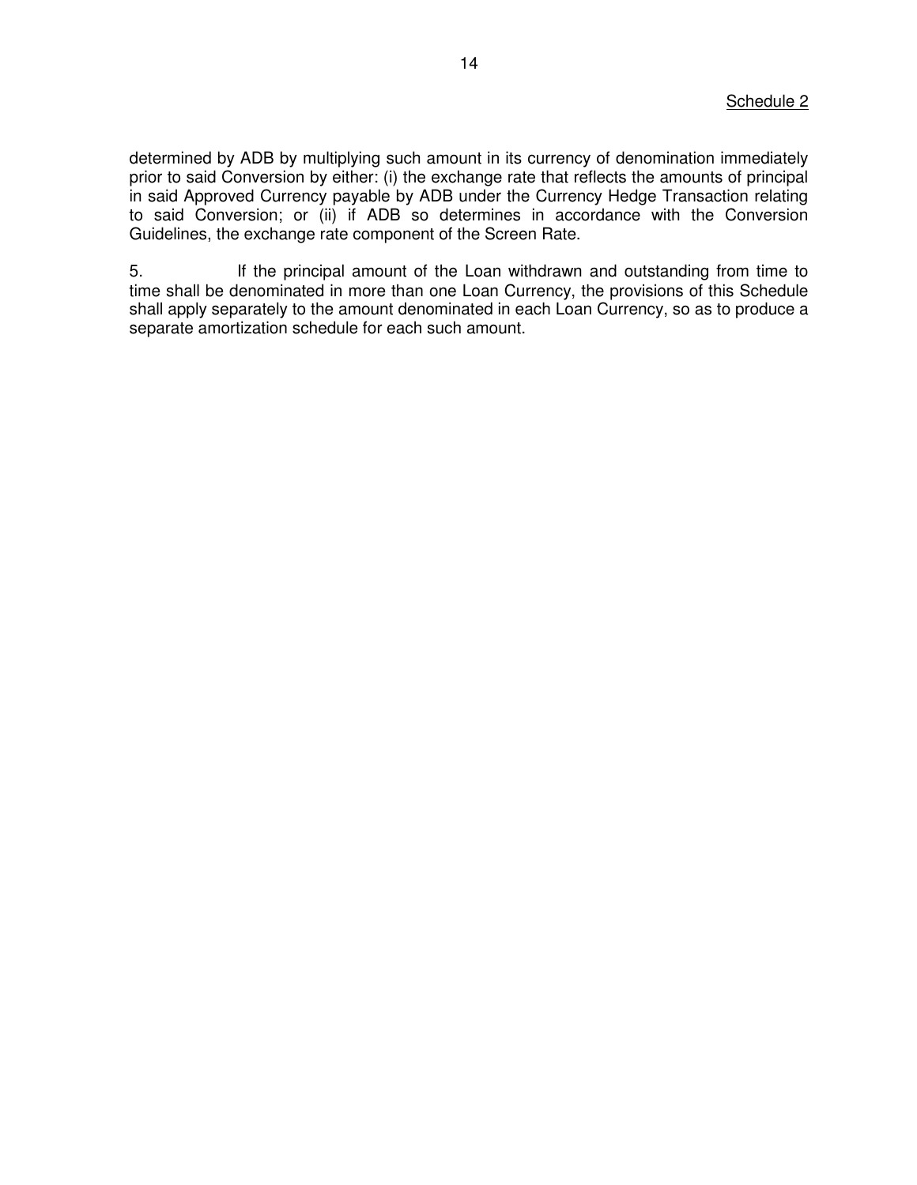determined by ADB by multiplying such amount in its currency of denomination immediately prior to said Conversion by either: (i) the exchange rate that reflects the amounts of principal in said Approved Currency payable by ADB under the Currency Hedge Transaction relating to said Conversion; or (ii) if ADB so determines in accordance with the Conversion Guidelines, the exchange rate component of the Screen Rate.

5. If the principal amount of the Loan withdrawn and outstanding from time to time shall be denominated in more than one Loan Currency, the provisions of this Schedule shall apply separately to the amount denominated in each Loan Currency, so as to produce a separate amortization schedule for each such amount.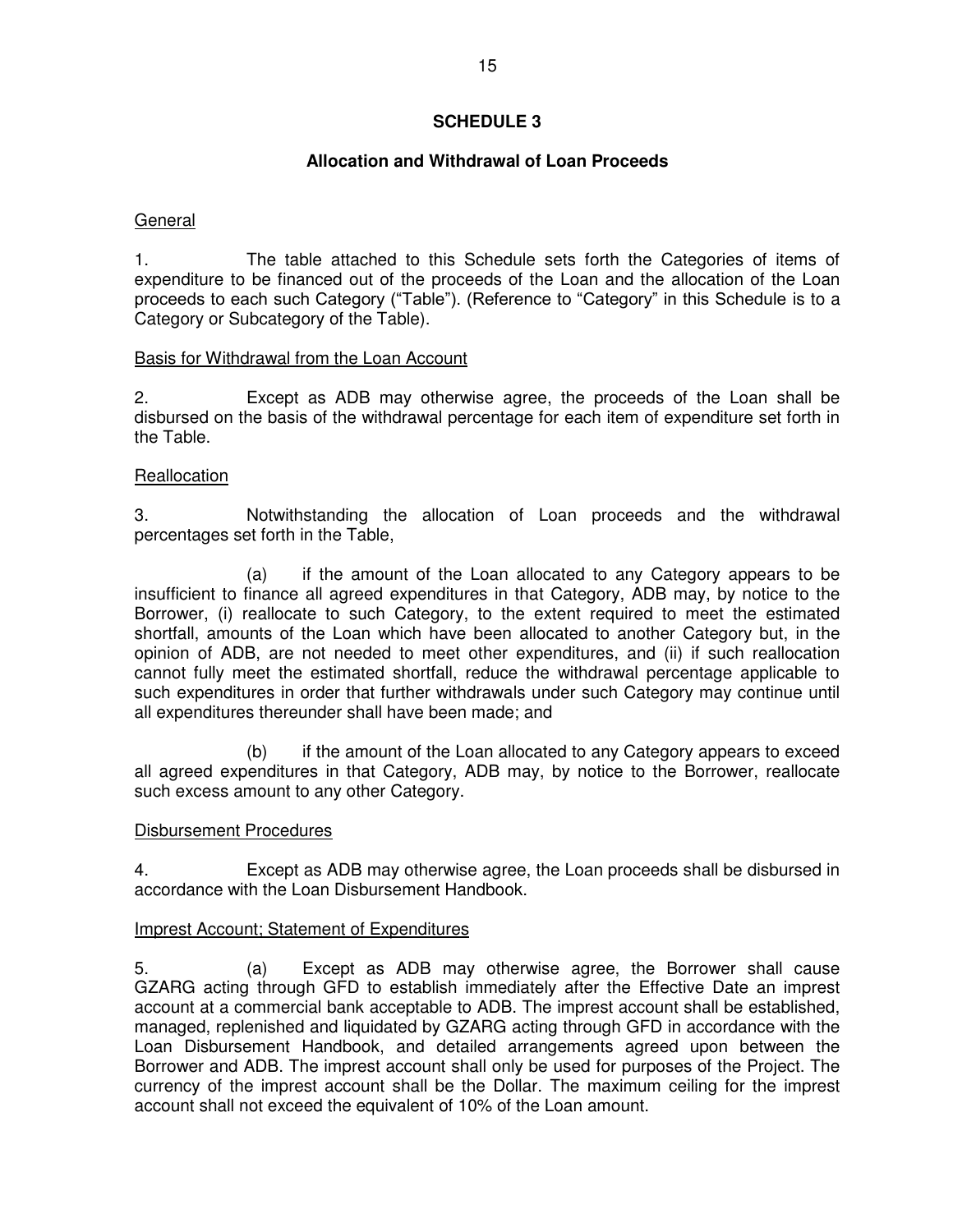# SCHEDULE 3

## Allocation and Withdrawal of Loan Proceeds

General

1. The table attached to this Schedule sets forth the Categories of items of expenditure to be financed out of the proceeds of the Loan and the allocation of the Loan proceeds to each such Category ("Table"). (Reference to "Category" in this Schedule is to a Category or Subcategory of the Table).

Basis for Withdrawal from the Loan Account

2. Except as ADB may otherwise agree, the proceeds of the Loan shall be disbursed on the basis of the withdrawal percentage for each item of expenditure set forth in the Table.

Reallocation

3. Notwithstanding the allocation of Loan proceeds and the withdrawal percentages set forth in the Table,

(a) if the amount of the Loan allocated to any Category appears to be insufficient to finance all agreed expenditures in that Category, ADB may, by notice to the Borrower, (i) reallocate to such Category, to the extent required to meet the estimated shortfall, amounts of the Loan which have been allocated to another Category but, in the opinion of ADB, are not needed to meet other expenditures, and (ii) if such reallocation cannot fully meet the estimated shortfall, reduce the withdrawal percentage applicable to such expenditures in order that further withdrawals under such Category may continue until all expenditures thereunder shall have been made; and

(b) if the amount of the Loan allocated to any Category appears to exceed all agreed expenditures in that Category, ADB may, by notice to the Borrower, reallocate such excess amount to any other Category.

Disbursement Procedures

4. Except as ADB may otherwise agree, the Loan proceeds shall be disbursed in accordance with the Loan Disbursement Handbook.

Imprest Account; Statement of Expenditures

5. (a) Except as ADB may otherwise agree, the Borrower shall cause GZARG acting through GFD to establish immediately after the Effective Date an imprest account at a commercial bank acceptable to ADB. The imprest account shall be established, managed, replenished and liquidated by GZARG acting through GFD in accordance with the Loan Disbursement Handbook, and detailed arrangements agreed upon between the Borrower and ADB. The imprest account shall only be used for purposes of the Project. The currency of the imprest account shall be the Dollar. The maximum ceiling for the imprest account shall not exceed the equivalent of 10% of the Loan amount.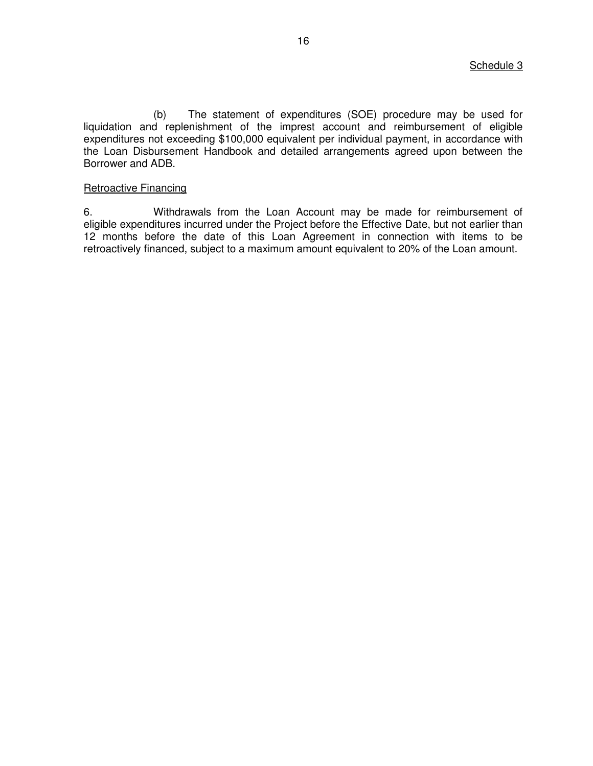Schedule 3

(b) The statement of expenditures (SOE) procedure may be used for liquidation and replenishment of the imprest account and reimbursement of eligible expenditures not exceeding $100,000 equivalent per individual payment, in accordance with the Loan Disbursement Handbook and detailed arrangements agreed upon between the Borrower and ADB.

Retroactive Financing

6. Withdrawals from the Loan Account may be made for reimbursement of eligible expenditures incurred under the Project before the Effective Date, but not earlier than 12 months before the date of this Loan Agreement in connection with items to be retroactively financed, subject to a maximum amount equivalent to 20% of the Loan amount.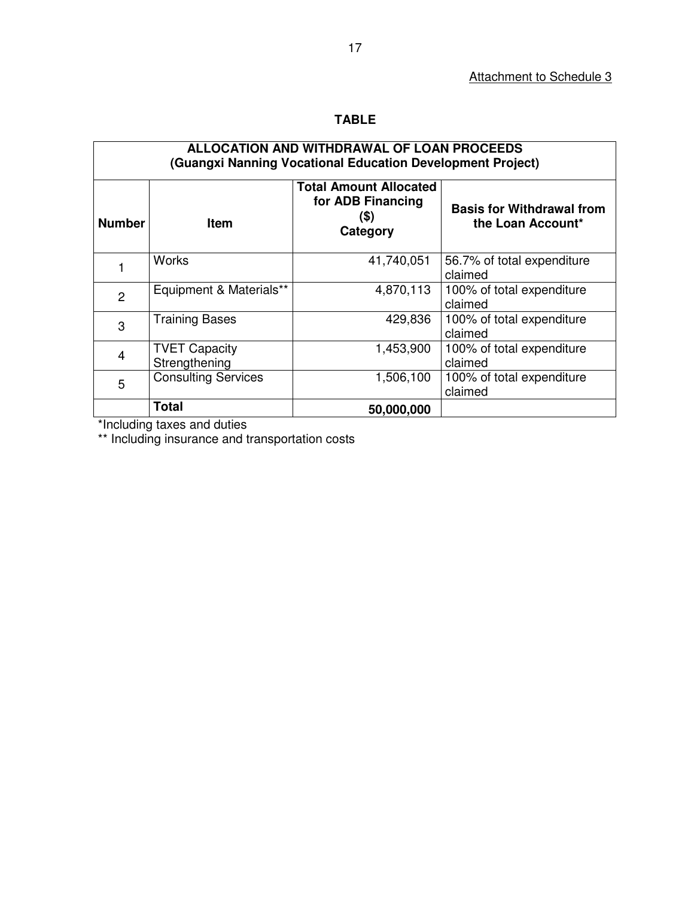Attachment to Schedule 3

## TABLE

**ALLOCATION AND WITHDRAWAL OF LOAN PROCEEDS**
**(Guangxi Nanning Vocational Education Development Project)**

| Number | Item | Total Amount Allocated for ADB Financing ($) Category | Basis for Withdrawal from the Loan Account* |
|---|---|---|---|
| 1 | Works | 41,740,051 | 56.7% of total expenditure claimed |
| 2 | Equipment & Materials** | 4,870,113 | 100% of total expenditure claimed |
| 3 | Training Bases | 429,836 | 100% of total expenditure claimed |
| 4 | TVET Capacity Strengthening | 1,453,900 | 100% of total expenditure claimed |
| 5 | Consulting Services | 1,506,100 | 100% of total expenditure claimed |
| | **Total** | **50,000,000** | |

*Including taxes and duties

** Including insurance and transportation costs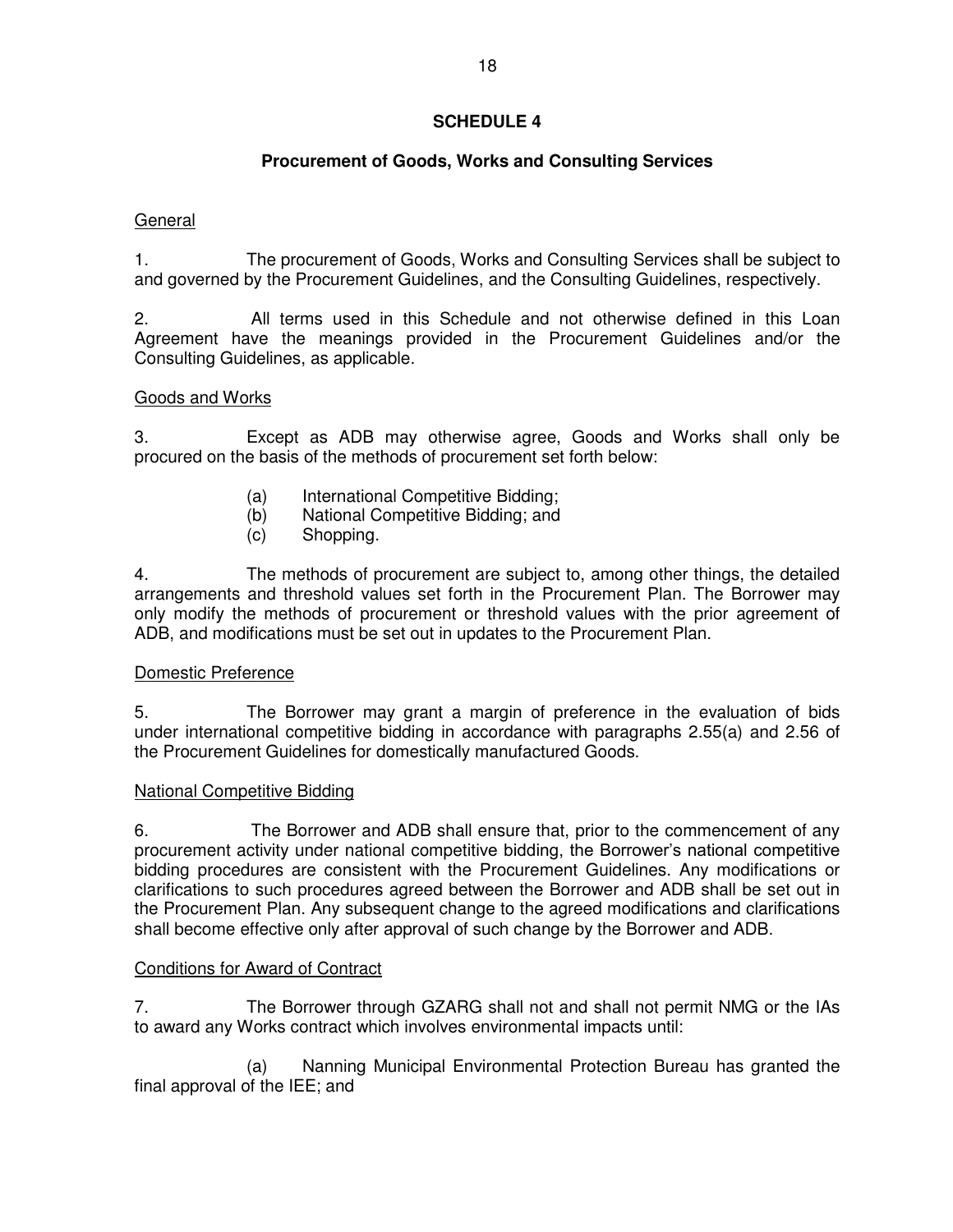# SCHEDULE 4

## Procurement of Goods, Works and Consulting Services

General

1. The procurement of Goods, Works and Consulting Services shall be subject to and governed by the Procurement Guidelines, and the Consulting Guidelines, respectively.

2. All terms used in this Schedule and not otherwise defined in this Loan Agreement have the meanings provided in the Procurement Guidelines and/or the Consulting Guidelines, as applicable.

Goods and Works

3. Except as ADB may otherwise agree, Goods and Works shall only be procured on the basis of the methods of procurement set forth below:

(a) International Competitive Bidding;
(b) National Competitive Bidding; and
(c) Shopping.

4. The methods of procurement are subject to, among other things, the detailed arrangements and threshold values set forth in the Procurement Plan. The Borrower may only modify the methods of procurement or threshold values with the prior agreement of ADB, and modifications must be set out in updates to the Procurement Plan.

Domestic Preference

5. The Borrower may grant a margin of preference in the evaluation of bids under international competitive bidding in accordance with paragraphs 2.55(a) and 2.56 of the Procurement Guidelines for domestically manufactured Goods.

National Competitive Bidding

6. The Borrower and ADB shall ensure that, prior to the commencement of any procurement activity under national competitive bidding, the Borrower's national competitive bidding procedures are consistent with the Procurement Guidelines. Any modifications or clarifications to such procedures agreed between the Borrower and ADB shall be set out in the Procurement Plan. Any subsequent change to the agreed modifications and clarifications shall become effective only after approval of such change by the Borrower and ADB.

Conditions for Award of Contract

7. The Borrower through GZARG shall not and shall not permit NMG or the IAs to award any Works contract which involves environmental impacts until:

(a) Nanning Municipal Environmental Protection Bureau has granted the final approval of the IEE; and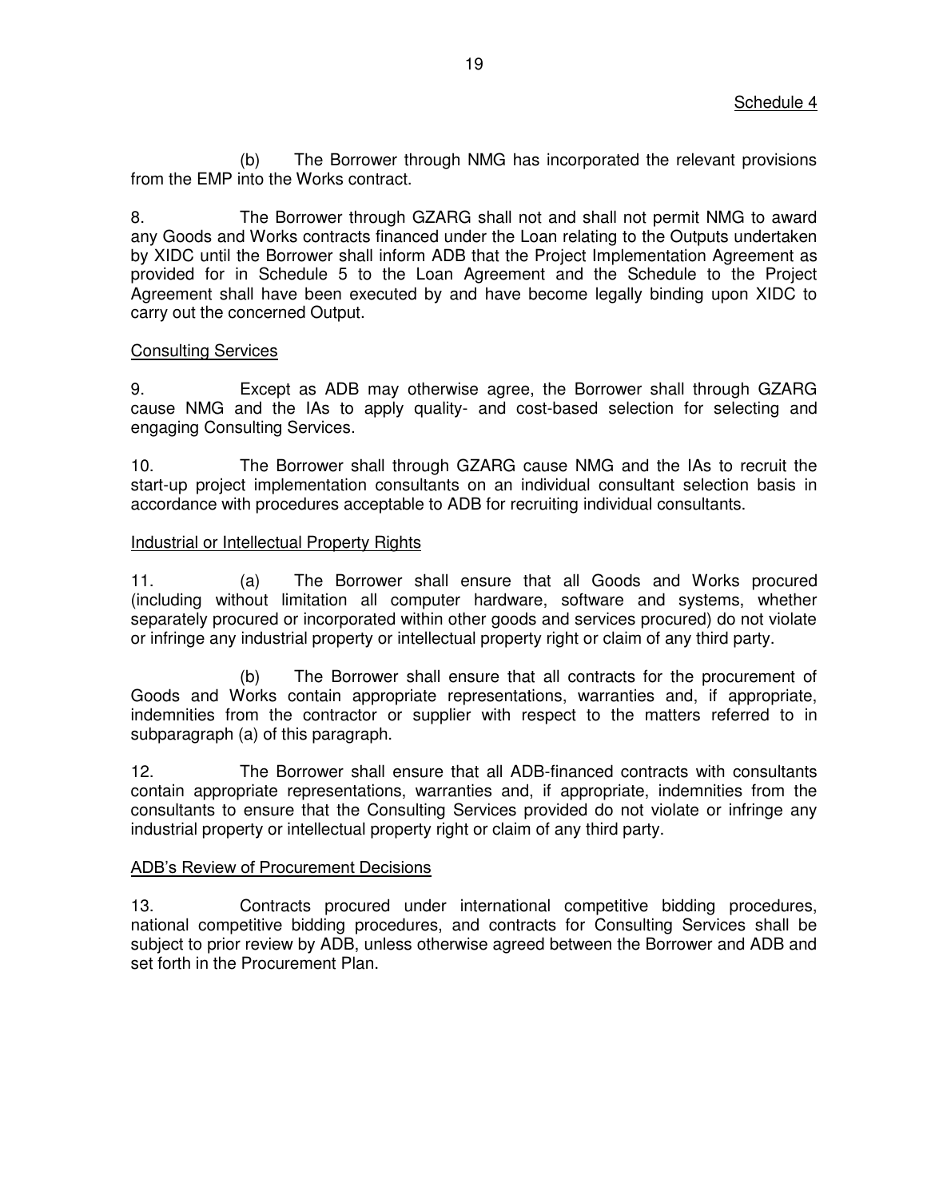Schedule 4

(b) The Borrower through NMG has incorporated the relevant provisions from the EMP into the Works contract.

8. The Borrower through GZARG shall not and shall not permit NMG to award any Goods and Works contracts financed under the Loan relating to the Outputs undertaken by XIDC until the Borrower shall inform ADB that the Project Implementation Agreement as provided for in Schedule 5 to the Loan Agreement and the Schedule to the Project Agreement shall have been executed by and have become legally binding upon XIDC to carry out the concerned Output.

Consulting Services

9. Except as ADB may otherwise agree, the Borrower shall through GZARG cause NMG and the IAs to apply quality- and cost-based selection for selecting and engaging Consulting Services.

10. The Borrower shall through GZARG cause NMG and the IAs to recruit the start-up project implementation consultants on an individual consultant selection basis in accordance with procedures acceptable to ADB for recruiting individual consultants.

Industrial or Intellectual Property Rights

11. (a) The Borrower shall ensure that all Goods and Works procured (including without limitation all computer hardware, software and systems, whether separately procured or incorporated within other goods and services procured) do not violate or infringe any industrial property or intellectual property right or claim of any third party.

(b) The Borrower shall ensure that all contracts for the procurement of Goods and Works contain appropriate representations, warranties and, if appropriate, indemnities from the contractor or supplier with respect to the matters referred to in subparagraph (a) of this paragraph.

12. The Borrower shall ensure that all ADB-financed contracts with consultants contain appropriate representations, warranties and, if appropriate, indemnities from the consultants to ensure that the Consulting Services provided do not violate or infringe any industrial property or intellectual property right or claim of any third party.

ADB's Review of Procurement Decisions

13. Contracts procured under international competitive bidding procedures, national competitive bidding procedures, and contracts for Consulting Services shall be subject to prior review by ADB, unless otherwise agreed between the Borrower and ADB and set forth in the Procurement Plan.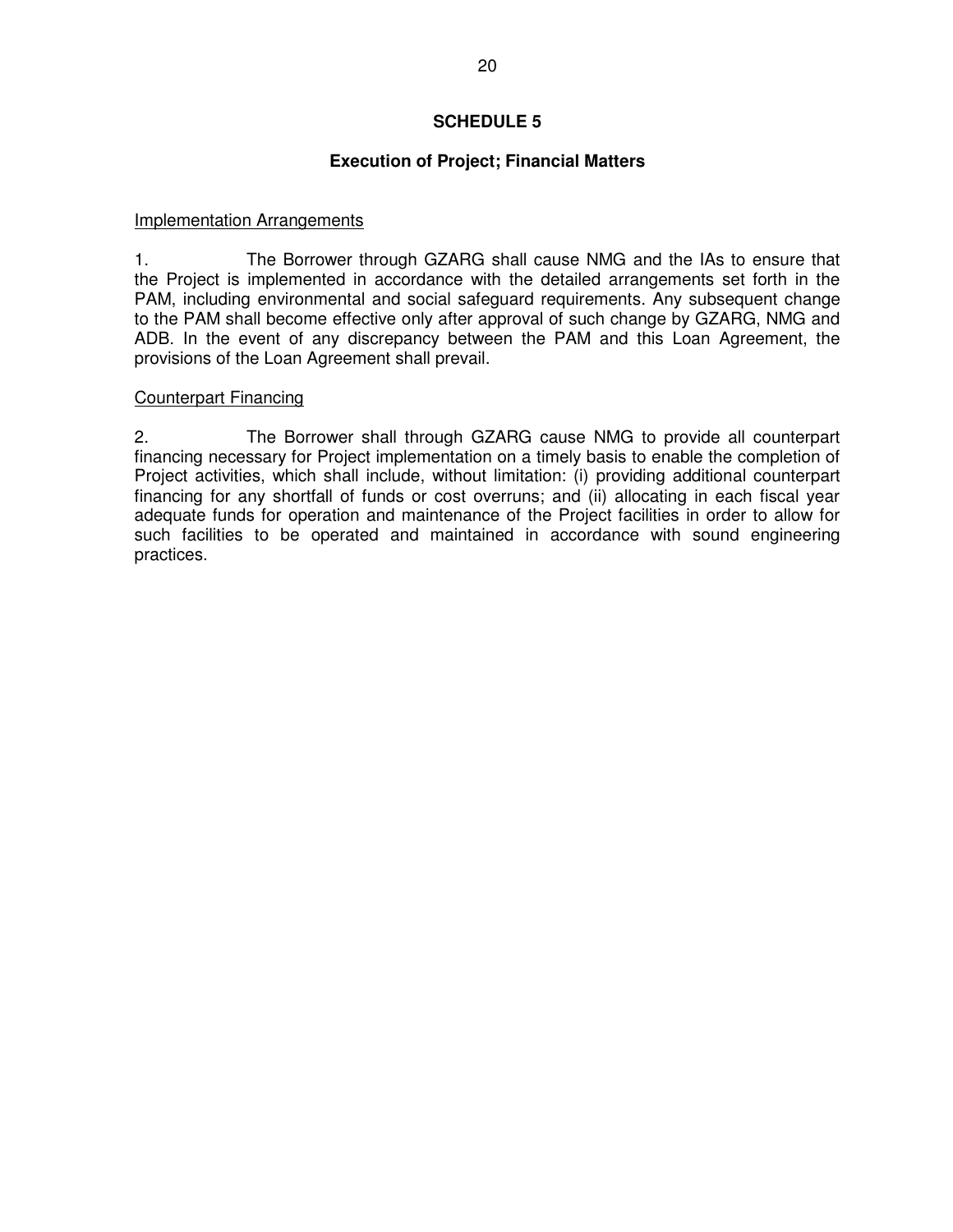# SCHEDULE 5

## Execution of Project; Financial Matters

Implementation Arrangements

1. The Borrower through GZARG shall cause NMG and the IAs to ensure that the Project is implemented in accordance with the detailed arrangements set forth in the PAM, including environmental and social safeguard requirements. Any subsequent change to the PAM shall become effective only after approval of such change by GZARG, NMG and ADB. In the event of any discrepancy between the PAM and this Loan Agreement, the provisions of the Loan Agreement shall prevail.

Counterpart Financing

2. The Borrower shall through GZARG cause NMG to provide all counterpart financing necessary for Project implementation on a timely basis to enable the completion of Project activities, which shall include, without limitation: (i) providing additional counterpart financing for any shortfall of funds or cost overruns; and (ii) allocating in each fiscal year adequate funds for operation and maintenance of the Project facilities in order to allow for such facilities to be operated and maintained in accordance with sound engineering practices.